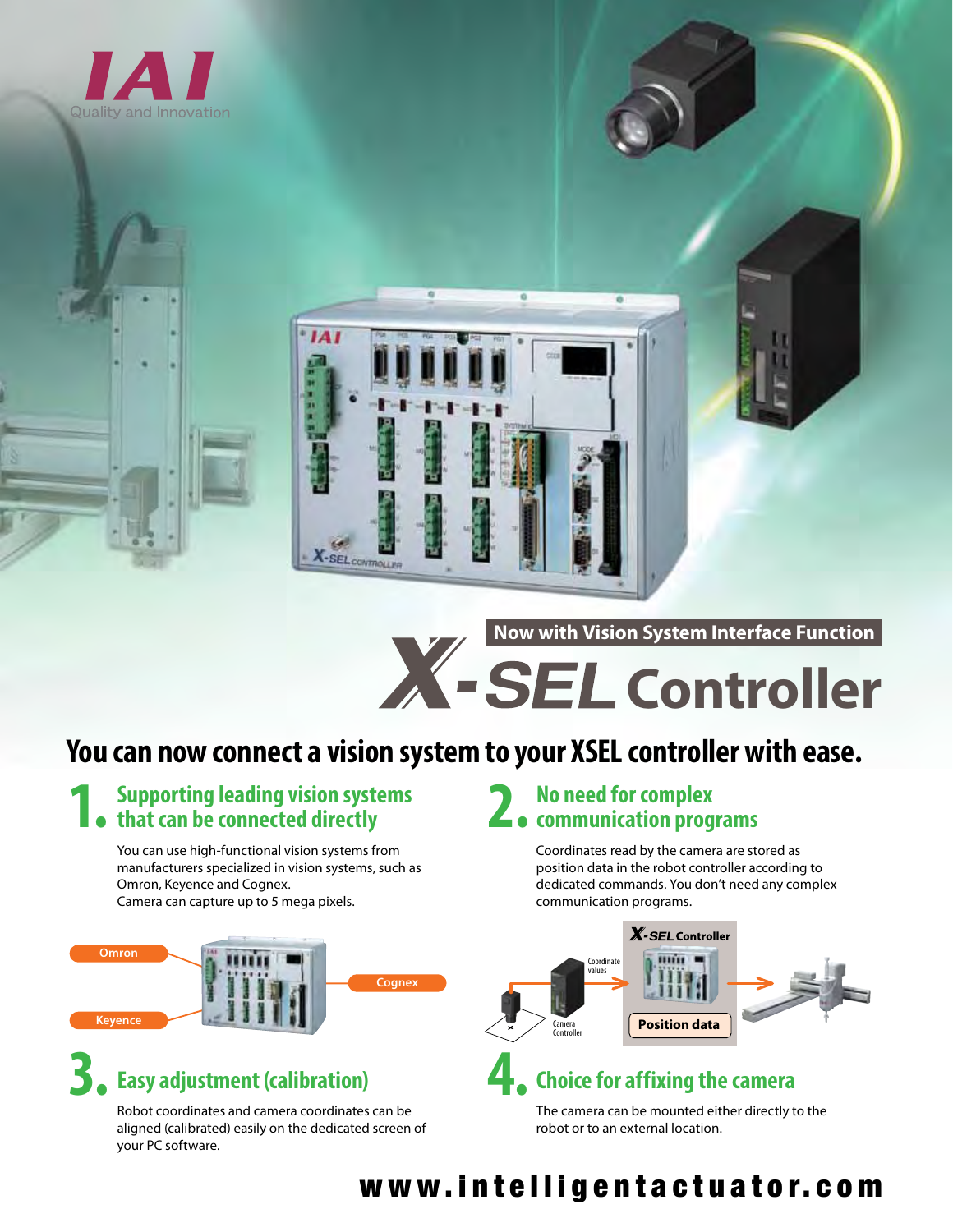IAI

Quality and Innovation

Now with Vision System Interface Function

# X-SEL Controller

## You can now connect a vision system to your XSEL controller with ease.

### 1. Supporting leading vision systems that can be connected directly

You can use high-functional vision systems from manufacturers specialized in vision systems, such as Omron, Keyence and Cognex.
Camera can capture up to 5 mega pixels.

Omron

Keyence

Cognex

### 2. No need for complex communication programs

Coordinates read by the camera are stored as position data in the robot controller according to dedicated commands. You don't need any complex communication programs.

Camera Controller

Coordinate values

X-SEL Controller

Position data

### 3. Easy adjustment (calibration)

Robot coordinates and camera coordinates can be aligned (calibrated) easily on the dedicated screen of your PC software.

### 4. Choice for affixing the camera

The camera can be mounted either directly to the robot or to an external location.

www.intelligentactuator.com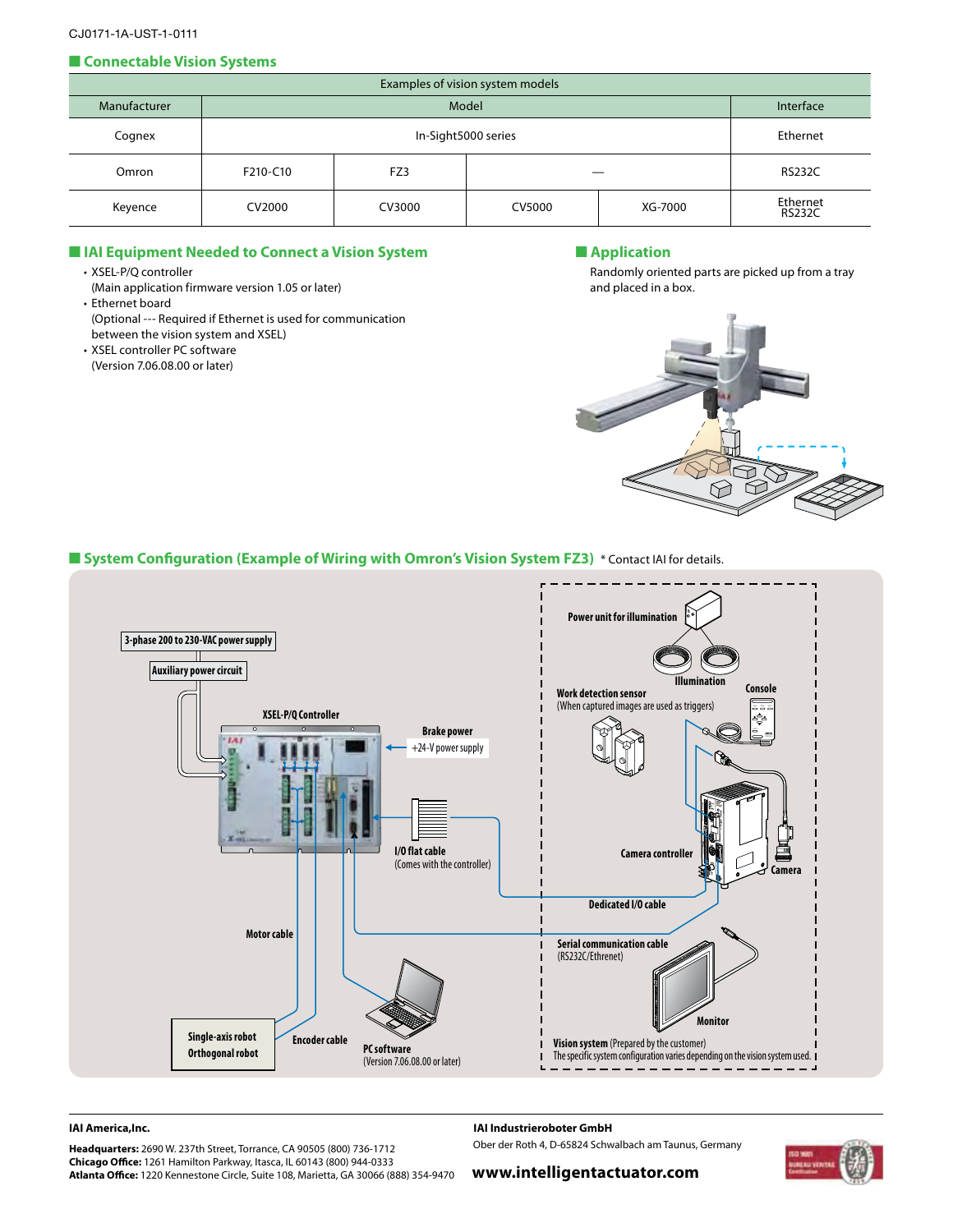CJ0171-1A-UST-1-0111

## Connectable Vision Systems

| Examples of vision system models | | | | | |
|---|---|---|---|---|---|
| Manufacturer | Model | | | | Interface |
| Cognex | In-Sight5000 series | | | | Ethernet |
| Omron | F210-C10 | FZ3 | — | | RS232C |
| Keyence | CV2000 | CV3000 | CV5000 | XG-7000 | Ethernet RS232C |

## IAI Equipment Needed to Connect a Vision System

- XSEL-P/Q controller
  (Main application firmware version 1.05 or later)
- Ethernet board
  (Optional --- Required if Ethernet is used for communication between the vision system and XSEL)
- XSEL controller PC software
  (Version 7.06.08.00 or later)

## Application

Randomly oriented parts are picked up from a tray and placed in a box.

## System Configuration (Example of Wiring with Omron's Vision System FZ3)

* Contact IAI for details.

3-phase 200 to 230-VAC power supply
Auxiliary power circuit
XSEL-P/Q Controller
Brake power
+24-V power supply
I/O flat cable
(Comes with the controller)
Motor cable
Single-axis robot
Orthogonal robot
Encoder cable
PC software
(Version 7.06.08.00 or later)
Power unit for illumination
Illumination
Work detection sensor
(When captured images are used as triggers)
Console
Camera controller
Camera
Dedicated I/O cable
Serial communication cable
(RS232C/Ethrenet)
Monitor
Vision system (Prepared by the customer)
The specific system configuration varies depending on the vision system used.

**IAI America,Inc.**

**Headquarters:** 2690 W. 237th Street, Torrance, CA 90505 (800) 736-1712
**Chicago Office:** 1261 Hamilton Parkway, Itasca, IL 60143 (800) 944-0333
**Atlanta Office:** 1220 Kennestone Circle, Suite 108, Marietta, GA 30066 (888) 354-9470

**IAI Industrieroboter GmbH**

Ober der Roth 4, D-65824 Schwalbach am Taunus, Germany

**www.intelligentactuator.com**